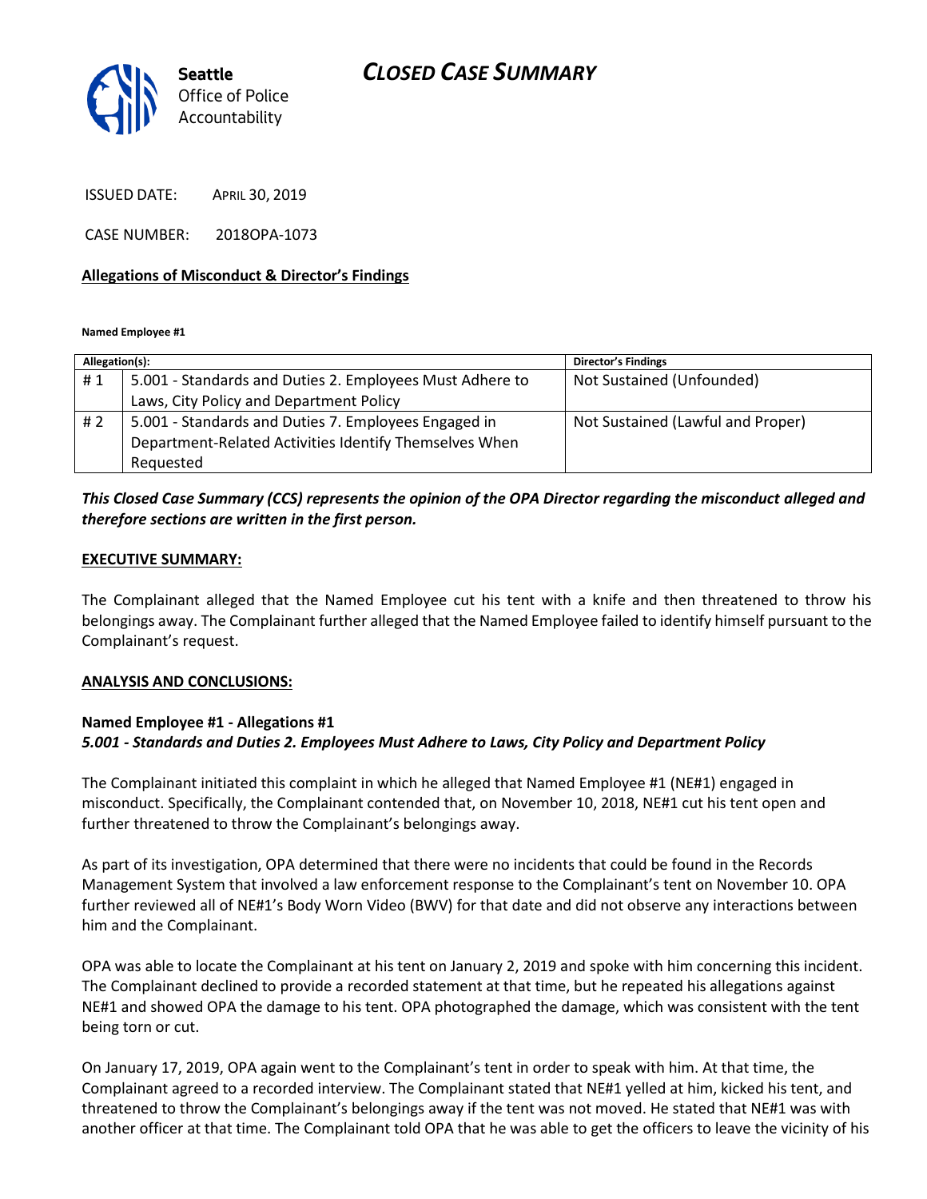Seattle Office of Police Accountability

# CLOSED CASE SUMMARY

ISSUED DATE: APRIL 30, 2019

CASE NUMBER: 2018OPA-1073

## Allegations of Misconduct & Director's Findings

**Named Employee #1**

| Allegation(s): | | Director's Findings |
|---|---|---|
| # 1 | 5.001 - Standards and Duties 2. Employees Must Adhere to Laws, City Policy and Department Policy | Not Sustained (Unfounded) |
| # 2 | 5.001 - Standards and Duties 7. Employees Engaged in Department-Related Activities Identify Themselves When Requested | Not Sustained (Lawful and Proper) |

***This Closed Case Summary (CCS) represents the opinion of the OPA Director regarding the misconduct alleged and therefore sections are written in the first person.***

## EXECUTIVE SUMMARY:

The Complainant alleged that the Named Employee cut his tent with a knife and then threatened to throw his belongings away. The Complainant further alleged that the Named Employee failed to identify himself pursuant to the Complainant's request.

## ANALYSIS AND CONCLUSIONS:

**Named Employee #1 - Allegations #1**
***5.001 - Standards and Duties 2. Employees Must Adhere to Laws, City Policy and Department Policy***

The Complainant initiated this complaint in which he alleged that Named Employee #1 (NE#1) engaged in misconduct. Specifically, the Complainant contended that, on November 10, 2018, NE#1 cut his tent open and further threatened to throw the Complainant's belongings away.

As part of its investigation, OPA determined that there were no incidents that could be found in the Records Management System that involved a law enforcement response to the Complainant's tent on November 10. OPA further reviewed all of NE#1's Body Worn Video (BWV) for that date and did not observe any interactions between him and the Complainant.

OPA was able to locate the Complainant at his tent on January 2, 2019 and spoke with him concerning this incident. The Complainant declined to provide a recorded statement at that time, but he repeated his allegations against NE#1 and showed OPA the damage to his tent. OPA photographed the damage, which was consistent with the tent being torn or cut.

On January 17, 2019, OPA again went to the Complainant's tent in order to speak with him. At that time, the Complainant agreed to a recorded interview. The Complainant stated that NE#1 yelled at him, kicked his tent, and threatened to throw the Complainant's belongings away if the tent was not moved. He stated that NE#1 was with another officer at that time. The Complainant told OPA that he was able to get the officers to leave the vicinity of his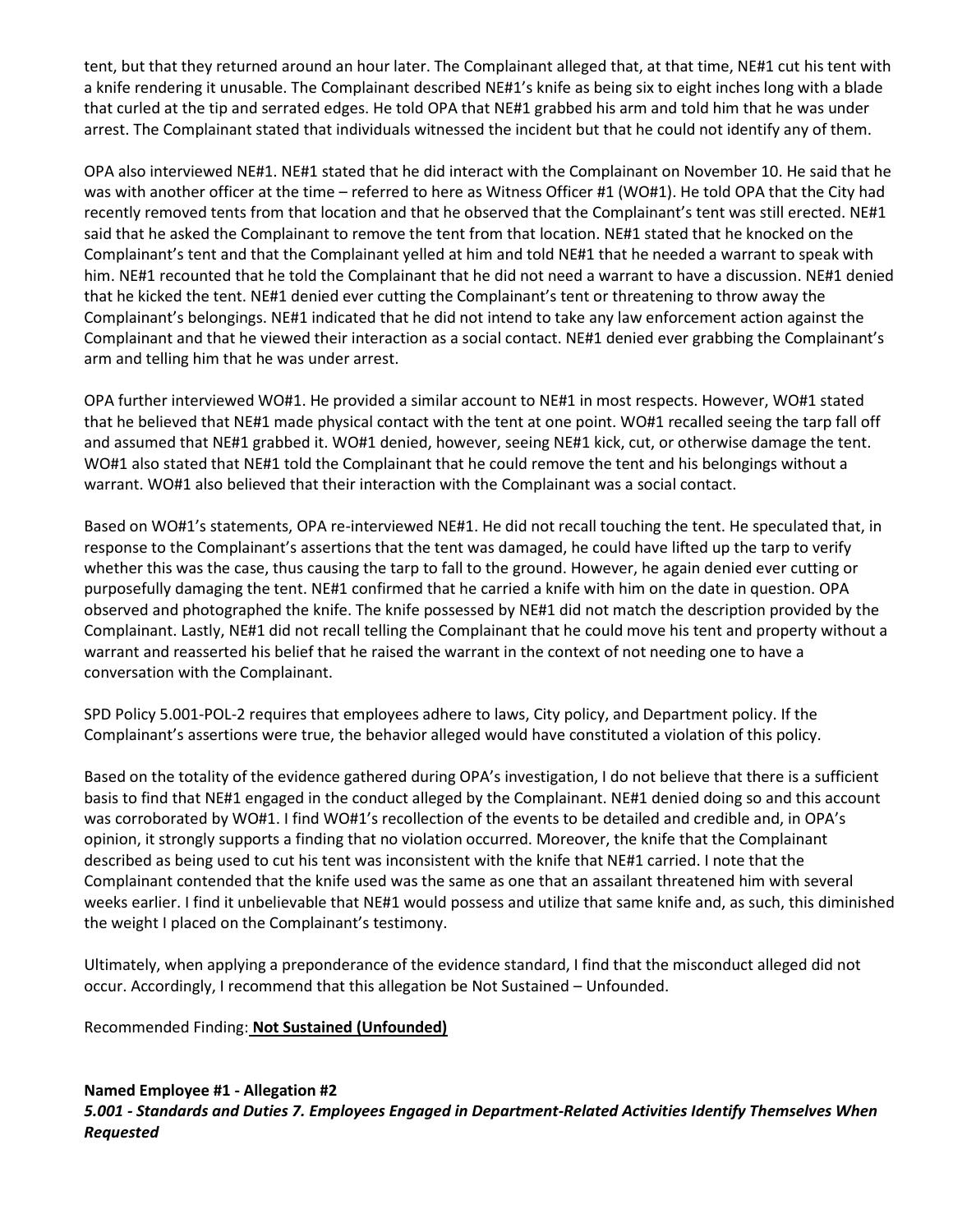tent, but that they returned around an hour later. The Complainant alleged that, at that time, NE#1 cut his tent with a knife rendering it unusable. The Complainant described NE#1's knife as being six to eight inches long with a blade that curled at the tip and serrated edges. He told OPA that NE#1 grabbed his arm and told him that he was under arrest. The Complainant stated that individuals witnessed the incident but that he could not identify any of them.

OPA also interviewed NE#1. NE#1 stated that he did interact with the Complainant on November 10. He said that he was with another officer at the time – referred to here as Witness Officer #1 (WO#1). He told OPA that the City had recently removed tents from that location and that he observed that the Complainant's tent was still erected. NE#1 said that he asked the Complainant to remove the tent from that location. NE#1 stated that he knocked on the Complainant's tent and that the Complainant yelled at him and told NE#1 that he needed a warrant to speak with him. NE#1 recounted that he told the Complainant that he did not need a warrant to have a discussion. NE#1 denied that he kicked the tent. NE#1 denied ever cutting the Complainant's tent or threatening to throw away the Complainant's belongings. NE#1 indicated that he did not intend to take any law enforcement action against the Complainant and that he viewed their interaction as a social contact. NE#1 denied ever grabbing the Complainant's arm and telling him that he was under arrest.

OPA further interviewed WO#1. He provided a similar account to NE#1 in most respects. However, WO#1 stated that he believed that NE#1 made physical contact with the tent at one point. WO#1 recalled seeing the tarp fall off and assumed that NE#1 grabbed it. WO#1 denied, however, seeing NE#1 kick, cut, or otherwise damage the tent. WO#1 also stated that NE#1 told the Complainant that he could remove the tent and his belongings without a warrant. WO#1 also believed that their interaction with the Complainant was a social contact.

Based on WO#1's statements, OPA re-interviewed NE#1. He did not recall touching the tent. He speculated that, in response to the Complainant's assertions that the tent was damaged, he could have lifted up the tarp to verify whether this was the case, thus causing the tarp to fall to the ground. However, he again denied ever cutting or purposefully damaging the tent. NE#1 confirmed that he carried a knife with him on the date in question. OPA observed and photographed the knife. The knife possessed by NE#1 did not match the description provided by the Complainant. Lastly, NE#1 did not recall telling the Complainant that he could move his tent and property without a warrant and reasserted his belief that he raised the warrant in the context of not needing one to have a conversation with the Complainant.

SPD Policy 5.001-POL-2 requires that employees adhere to laws, City policy, and Department policy. If the Complainant's assertions were true, the behavior alleged would have constituted a violation of this policy.

Based on the totality of the evidence gathered during OPA's investigation, I do not believe that there is a sufficient basis to find that NE#1 engaged in the conduct alleged by the Complainant. NE#1 denied doing so and this account was corroborated by WO#1. I find WO#1's recollection of the events to be detailed and credible and, in OPA's opinion, it strongly supports a finding that no violation occurred. Moreover, the knife that the Complainant described as being used to cut his tent was inconsistent with the knife that NE#1 carried. I note that the Complainant contended that the knife used was the same as one that an assailant threatened him with several weeks earlier. I find it unbelievable that NE#1 would possess and utilize that same knife and, as such, this diminished the weight I placed on the Complainant's testimony.

Ultimately, when applying a preponderance of the evidence standard, I find that the misconduct alleged did not occur. Accordingly, I recommend that this allegation be Not Sustained – Unfounded.

Recommended Finding: **Not Sustained (Unfounded)**

**Named Employee #1 - Allegation #2**
***5.001 - Standards and Duties 7. Employees Engaged in Department-Related Activities Identify Themselves When Requested***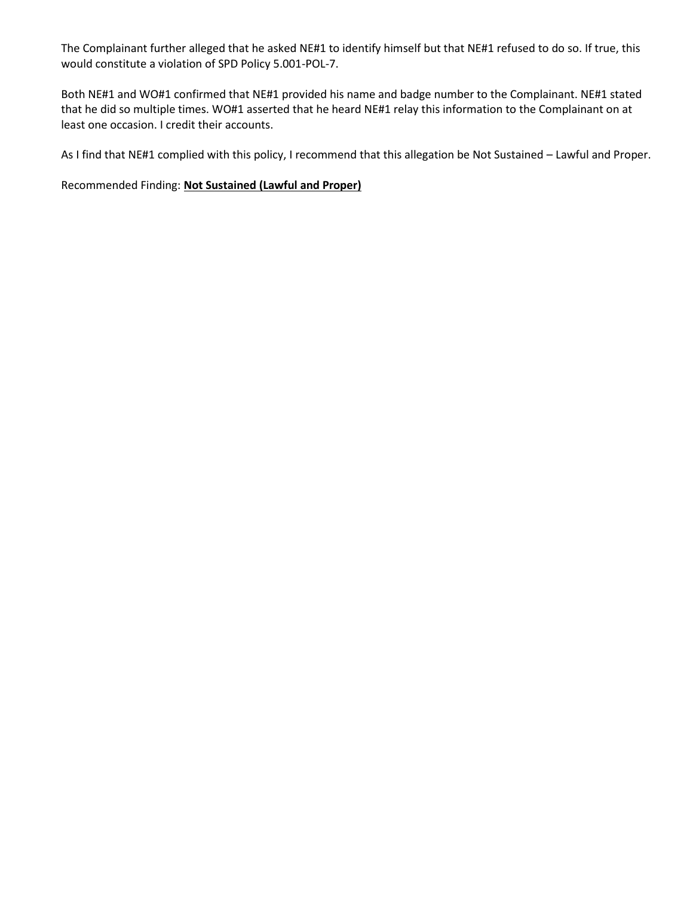The Complainant further alleged that he asked NE#1 to identify himself but that NE#1 refused to do so. If true, this would constitute a violation of SPD Policy 5.001-POL-7.

Both NE#1 and WO#1 confirmed that NE#1 provided his name and badge number to the Complainant. NE#1 stated that he did so multiple times. WO#1 asserted that he heard NE#1 relay this information to the Complainant on at least one occasion. I credit their accounts.

As I find that NE#1 complied with this policy, I recommend that this allegation be Not Sustained – Lawful and Proper.

Recommended Finding: **Not Sustained (Lawful and Proper)**